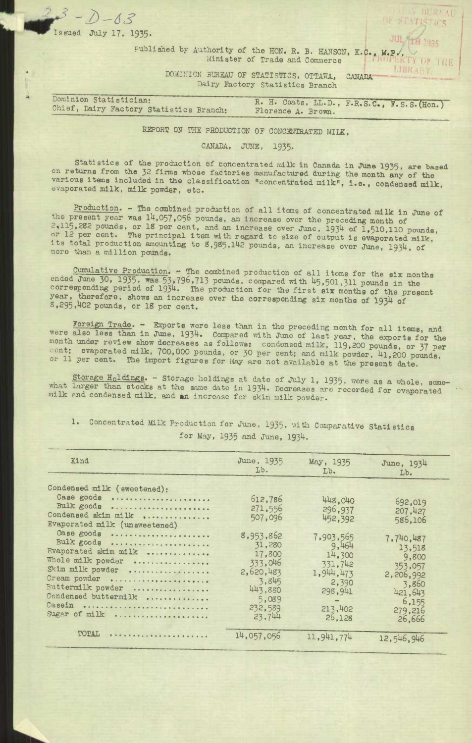23-D-63

Issued July 17, 1935.

Published by Authority of the HON. R. B. HANSON, K.C., M.P., Minister of Trade and Commerce

DOMINION BUREAU OF STATISTICS, OTTAWA, CANADA
Dairy Factory Statistics Branch

| | |
|---|---|
| Dominion Statistician: | R. H. Coats, LL.D., F.R.S.C., F.S.S.(Hon.) |
| Chief, Dairy Factory Statistics Branch: | Florence A. Brown. |

## REPORT ON THE PRODUCTION OF CONCENTRATED MILK, CANADA, JUNE, 1935.

Statistics of the production of concentrated milk in Canada in June 1935, are based on returns from the 32 firms whose factories manufactured during the month any of the various items included in the classification "concentrated milk", i.e., condensed milk, evaporated milk, milk powder, etc.

Production. - The combined production of all items of concentrated milk in June of the present year was 14,057,056 pounds, an increase over the preceding month of 2,115,282 pounds, or 18 per cent, and an increase over June, 1934 of 1,510,110 pounds, or 12 per cent. The principal item with regard to size of output is evaporated milk, its total production amounting to 8,985,142 pounds, an increase over June, 1934, of more than a million pounds.

Cumulative Production. - The combined production of all items for the six months ended June 30, 1935, was 53,796,713 pounds, compared with 45,501,311 pounds in the corresponding period of 1934. The production for the first six months of the present year, therefore, shows an increase over the corresponding six months of 1934 of 8,295,402 pounds, or 18 per cent.

Foreign Trade. - Exports were less than in the preceding month for all items, and were also less than in June, 1934. Compared with June of last year, the exports for the month under review show decreases as follows: condensed milk, 119,200 pounds, or 37 per cent; evaporated milk, 700,000 pounds, or 30 per cent; and milk powder, 41,200 pounds, or 11 per cent. The import figures for May are not available at the present date.

Storage Holdings. - Storage holdings at date of July 1, 1935, were as a whole, somewhat larger than stocks at the same date in 1934. Decreases are recorded for evaporated milk and condensed milk, and an increase for skim milk powder.

1. Concentrated Milk Production for June, 1935, with Comparative Statistics for May, 1935 and June, 1934.

| Kind | June, 1935 Lb. | May, 1935 Lb. | June, 1934 Lb. |
|---|---|---|---|
| Condensed milk (sweetened): | | | |
| Case goods | 612,786 | 448,040 | 692,019 |
| Bulk goods | 271,556 | 296,937 | 207,427 |
| Condensed skim milk | 507,096 | 452,392 | 586,106 |
| Evaporated milk (unsweetened) | | | |
| Case goods | 8,953,862 | 7,903,565 | 7,740,487 |
| Bulk goods | 31,280 | 9,464 | 13,518 |
| Evaporated skim milk | 17,800 | 14,300 | 9,800 |
| Whole milk powder | 333,046 | 331,742 | 353,057 |
| Skim milk powder | 2,620,483 | 1,944,473 | 2,206,992 |
| Cream powder | 3,845 | 2,390 | 3,860 |
| Buttermilk powder | 443,880 | 298,941 | 421,643 |
| Condensed buttermilk | 5,089 | - | 6,155 |
| Casein | 232,589 | 213,402 | 279,216 |
| Sugar of milk | 23,744 | 26,128 | 26,666 |
| TOTAL | 14,057,056 | 11,941,774 | 12,546,946 |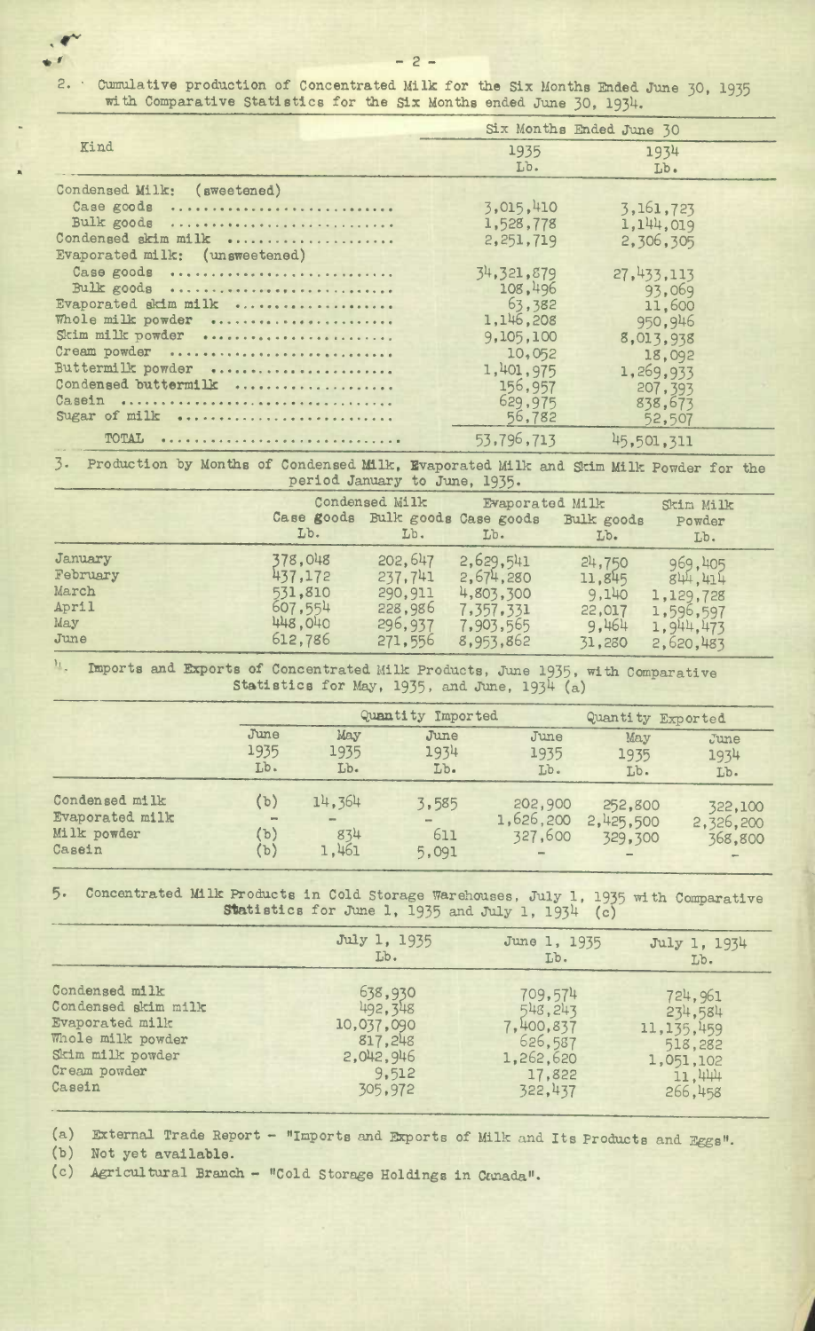2. Cumulative production of Concentrated Milk for the Six Months Ended June 30, 1935 with Comparative Statistics for the Six Months ended June 30, 1934.

| Kind | Six Months Ended June 30 1935 Lb. | 1934 Lb. |
|---|---|---|
| Condensed Milk: (sweetened) | | |
| Case goods | 3,015,410 | 3,161,723 |
| Bulk goods | 1,528,778 | 1,144,019 |
| Condensed skim milk | 2,251,719 | 2,306,305 |
| Evaporated milk: (unsweetened) | | |
| Case goods | 34,321,879 | 27,433,113 |
| Bulk goods | 108,496 | 93,069 |
| Evaporated skim milk | 63,382 | 11,600 |
| Whole milk powder | 1,146,208 | 950,946 |
| Skim milk powder | 9,105,100 | 8,013,938 |
| Cream powder | 10,052 | 18,092 |
| Buttermilk powder | 1,401,975 | 1,269,933 |
| Condensed buttermilk | 156,957 | 207,393 |
| Casein | 629,975 | 838,673 |
| Sugar of milk | 56,782 | 52,507 |
| TOTAL | 53,796,713 | 45,501,311 |

3. Production by Months of Condensed Milk, Evaporated Milk and Skim Milk Powder for the period January to June, 1935.

| | Condensed Milk Case goods Lb. | Condensed Milk Bulk goods Lb. | Evaporated Milk Case goods Lb. | Evaporated Milk Bulk goods Lb. | Skim Milk Powder Lb. |
|---|---|---|---|---|---|
| January | 378,048 | 202,647 | 2,629,541 | 24,750 | 969,405 |
| February | 437,172 | 237,741 | 2,674,280 | 11,845 | 844,414 |
| March | 531,810 | 290,911 | 4,803,300 | 9,140 | 1,129,728 |
| April | 607,554 | 228,986 | 7,357,331 | 22,017 | 1,596,597 |
| May | 448,040 | 296,937 | 7,903,565 | 9,464 | 1,944,473 |
| June | 612,786 | 271,556 | 8,953,862 | 31,280 | 2,620,483 |

4. Imports and Exports of Concentrated Milk Products, June 1935, with Comparative Statistics for May, 1935, and June, 1934 (a)

| | Quantity Imported June 1935 Lb. | May 1935 Lb. | June 1934 Lb. | Quantity Exported June 1935 Lb. | May 1935 Lb. | June 1934 Lb. |
|---|---|---|---|---|---|---|
| Condensed milk | (b) | 14,364 | 3,585 | 202,900 | 252,800 | 322,100 |
| Evaporated milk | - | - | - | 1,626,200 | 2,425,500 | 2,326,200 |
| Milk powder | (b) | 834 | 611 | 327,600 | 329,300 | 368,800 |
| Casein | (b) | 1,461 | 5,091 | - | - | - |

5. Concentrated Milk Products in Cold Storage Warehouses, July 1, 1935 with Comparative Statistics for June 1, 1935 and July 1, 1934 (c)

| | July 1, 1935 Lb. | June 1, 1935 Lb. | July 1, 1934 Lb. |
|---|---|---|---|
| Condensed milk | 638,930 | 709,574 | 724,961 |
| Condensed skim milk | 492,348 | 548,243 | 234,584 |
| Evaporated milk | 10,037,090 | 7,400,837 | 11,135,459 |
| Whole milk powder | 817,248 | 626,587 | 518,282 |
| Skim milk powder | 2,042,946 | 1,262,620 | 1,051,102 |
| Cream powder | 9,512 | 17,822 | 11,444 |
| Casein | 305,972 | 322,437 | 266,458 |

(a) External Trade Report - "Imports and Exports of Milk and Its Products and Eggs".
(b) Not yet available.
(c) Agricultural Branch - "Cold Storage Holdings in Canada".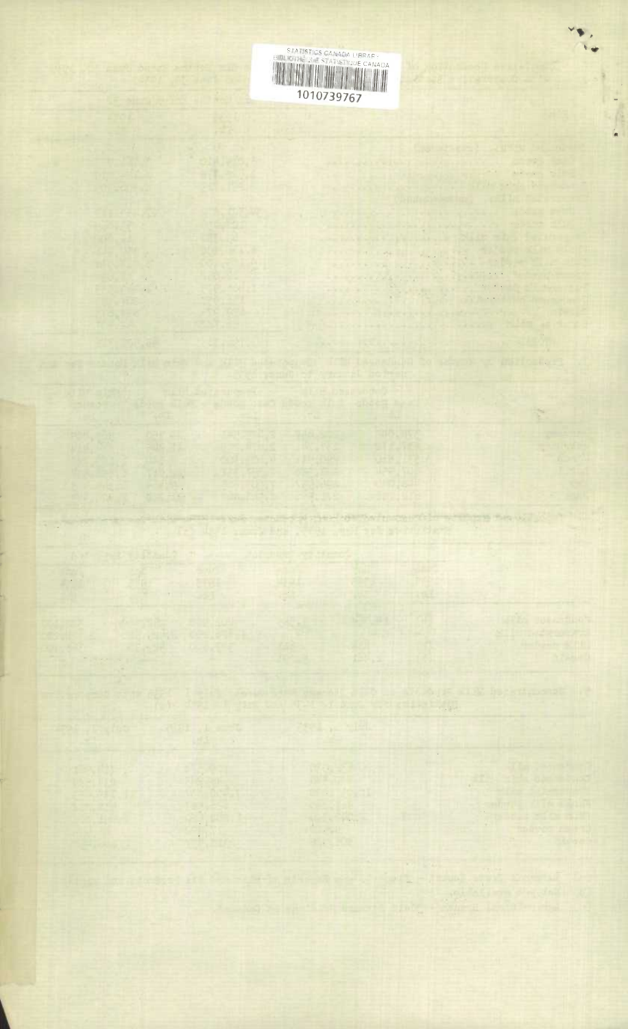STATISTICS CANADA LIBRARY
BIBLIOTHÈQUE STATISTIQUE CANADA

1010739767